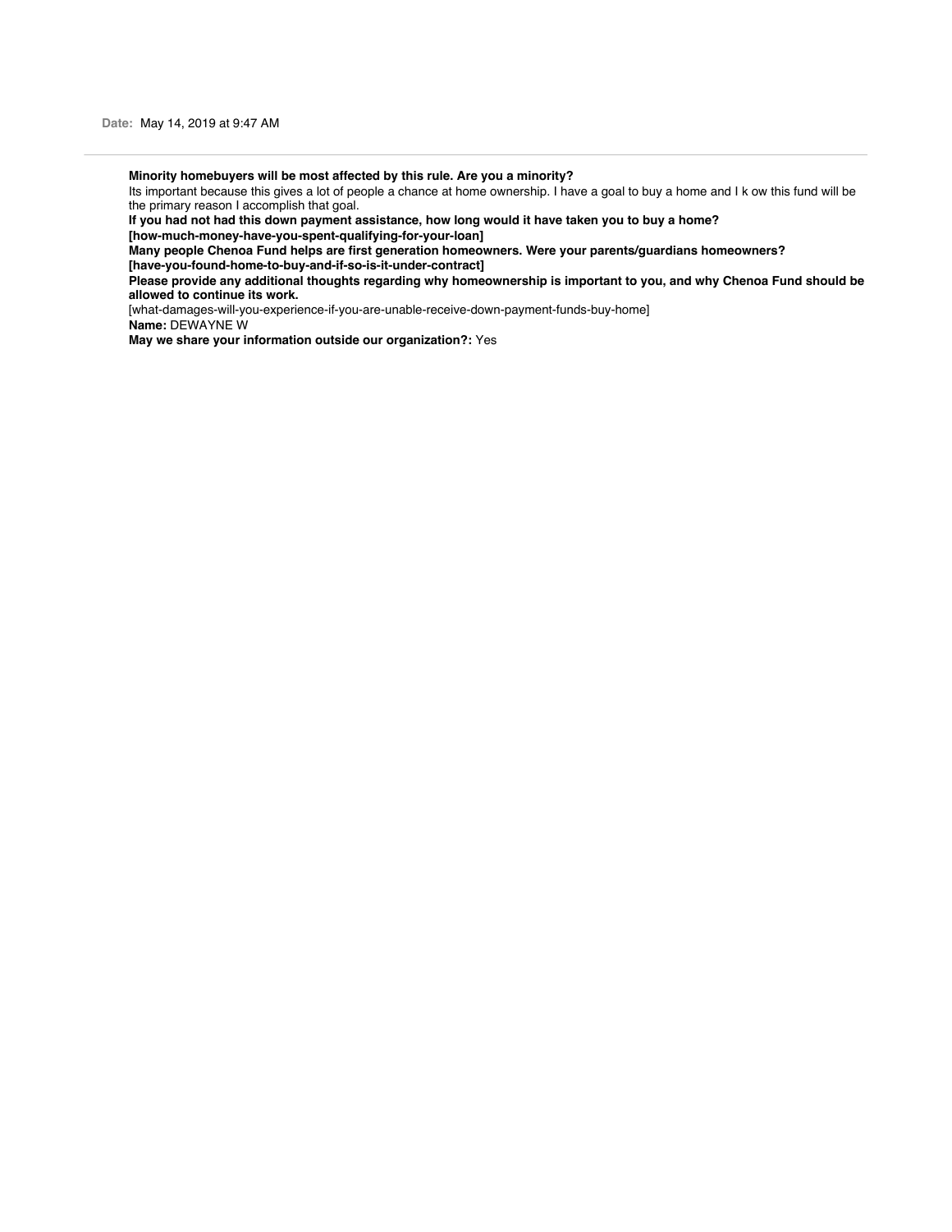**Date:** May 14, 2019 at 9:47 AM

---

**Minority homebuyers will be most affected by this rule. Are you a minority?**
Its important because this gives a lot of people a chance at home ownership. I have a goal to buy a home and I k ow this fund will be the primary reason I accomplish that goal.
**If you had not had this down payment assistance, how long would it have taken you to buy a home?**
**[how-much-money-have-you-spent-qualifying-for-your-loan]**
**Many people Chenoa Fund helps are first generation homeowners. Were your parents/guardians homeowners?**
**[have-you-found-home-to-buy-and-if-so-is-it-under-contract]**
**Please provide any additional thoughts regarding why homeownership is important to you, and why Chenoa Fund should be allowed to continue its work.**
[what-damages-will-you-experience-if-you-are-unable-receive-down-payment-funds-buy-home]
**Name:** DEWAYNE W
**May we share your information outside our organization?:** Yes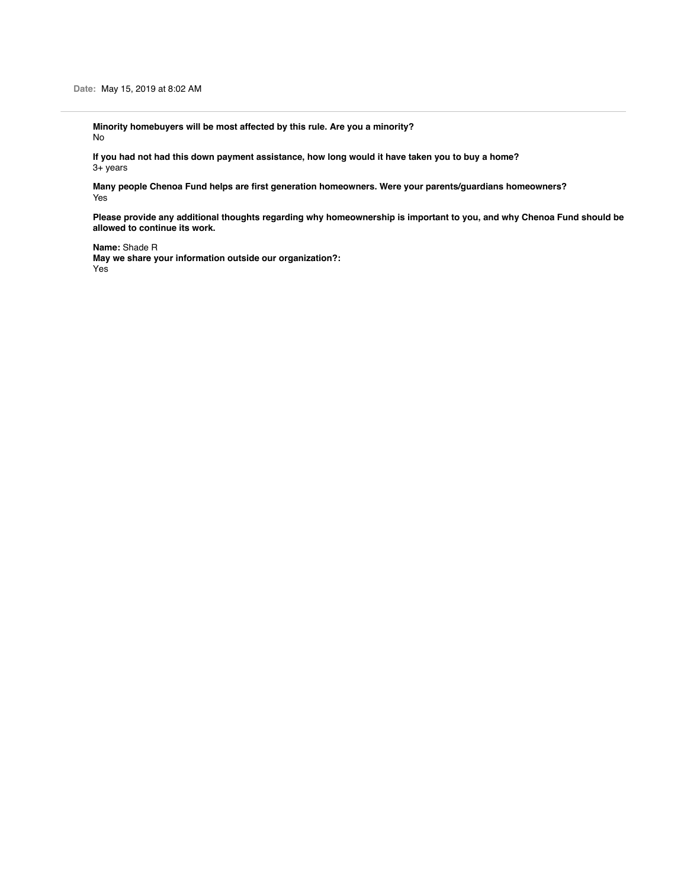**Date:** May 15, 2019 at 8:02 AM

---

**Minority homebuyers will be most affected by this rule. Are you a minority?**
No

**If you had not had this down payment assistance, how long would it have taken you to buy a home?**
3+ years

**Many people Chenoa Fund helps are first generation homeowners. Were your parents/guardians homeowners?**
Yes

**Please provide any additional thoughts regarding why homeownership is important to you, and why Chenoa Fund should be allowed to continue its work.**

**Name:** Shade R
**May we share your information outside our organization?:**
Yes